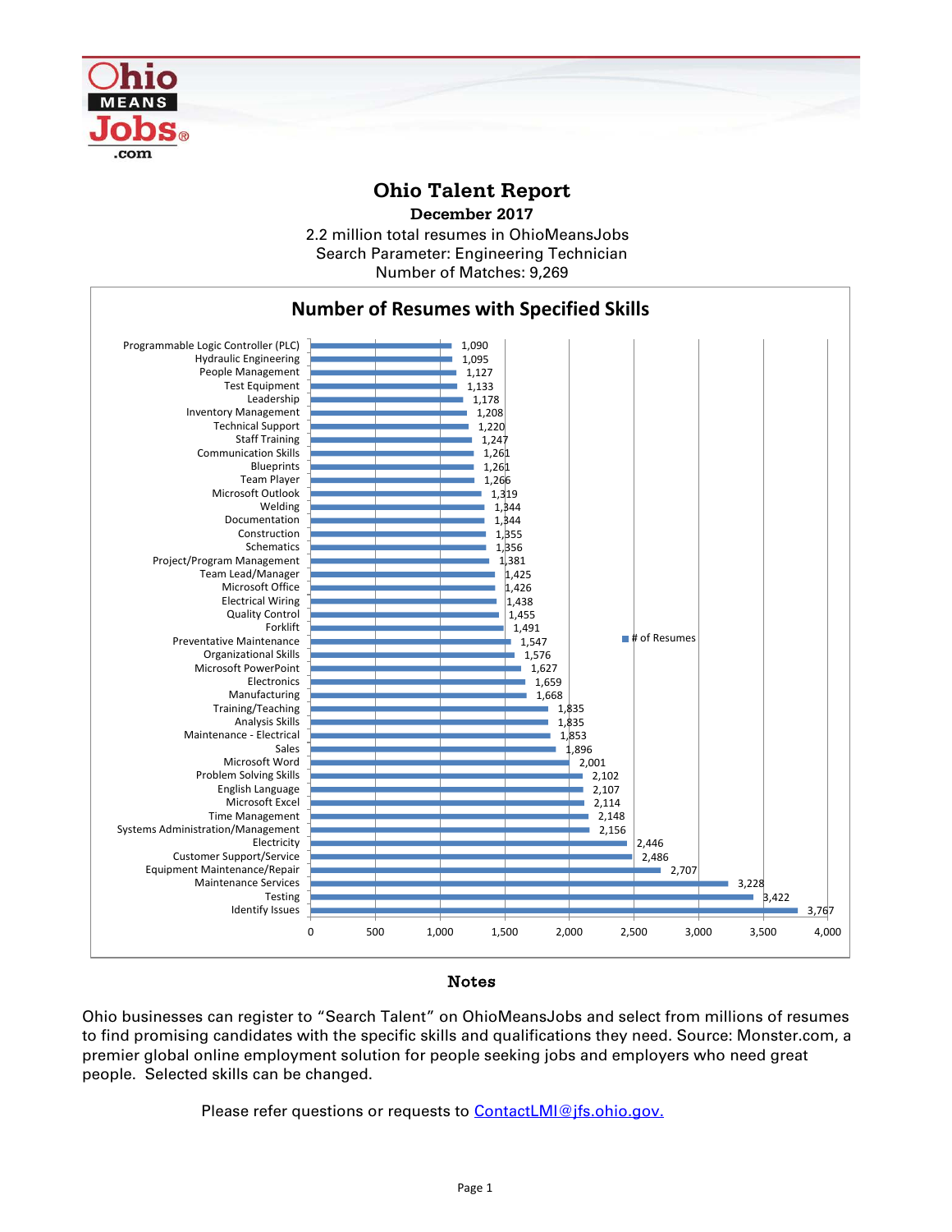# Ohio Talent Report

**December 2017**

2.2 million total resumes in OhioMeansJobs
Search Parameter: Engineering Technician
Number of Matches: 9,269

## Number of Resumes with Specified Skills

| Skill | # of Resumes |
|---|---|
| Programmable Logic Controller (PLC) | 1,090 |
| Hydraulic Engineering | 1,095 |
| People Management | 1,127 |
| Test Equipment | 1,133 |
| Leadership | 1,178 |
| Inventory Management | 1,208 |
| Technical Support | 1,220 |
| Staff Training | 1,247 |
| Communication Skills | 1,261 |
| Blueprints | 1,261 |
| Team Player | 1,266 |
| Microsoft Outlook | 1,319 |
| Welding | 1,344 |
| Documentation | 1,344 |
| Construction | 1,355 |
| Schematics | 1,356 |
| Project/Program Management | 1,381 |
| Team Lead/Manager | 1,425 |
| Microsoft Office | 1,426 |
| Electrical Wiring | 1,438 |
| Quality Control | 1,455 |
| Forklift | 1,491 |
| Preventative Maintenance | 1,547 |
| Organizational Skills | 1,576 |
| Microsoft PowerPoint | 1,627 |
| Electronics | 1,659 |
| Manufacturing | 1,668 |
| Training/Teaching | 1,835 |
| Analysis Skills | 1,835 |
| Maintenance - Electrical | 1,853 |
| Sales | 1,896 |
| Microsoft Word | 2,001 |
| Problem Solving Skills | 2,102 |
| English Language | 2,107 |
| Microsoft Excel | 2,114 |
| Time Management | 2,148 |
| Systems Administration/Management | 2,156 |
| Electricity | 2,446 |
| Customer Support/Service | 2,486 |
| Equipment Maintenance/Repair | 2,707 |
| Maintenance Services | 3,228 |
| Testing | 3,422 |
| Identify Issues | 3,767 |

### Notes

Ohio businesses can register to “Search Talent” on OhioMeansJobs and select from millions of resumes to find promising candidates with the specific skills and qualifications they need. Source: Monster.com, a premier global online employment solution for people seeking jobs and employers who need great people. Selected skills can be changed.

Please refer questions or requests to ContactLMI@jfs.ohio.gov.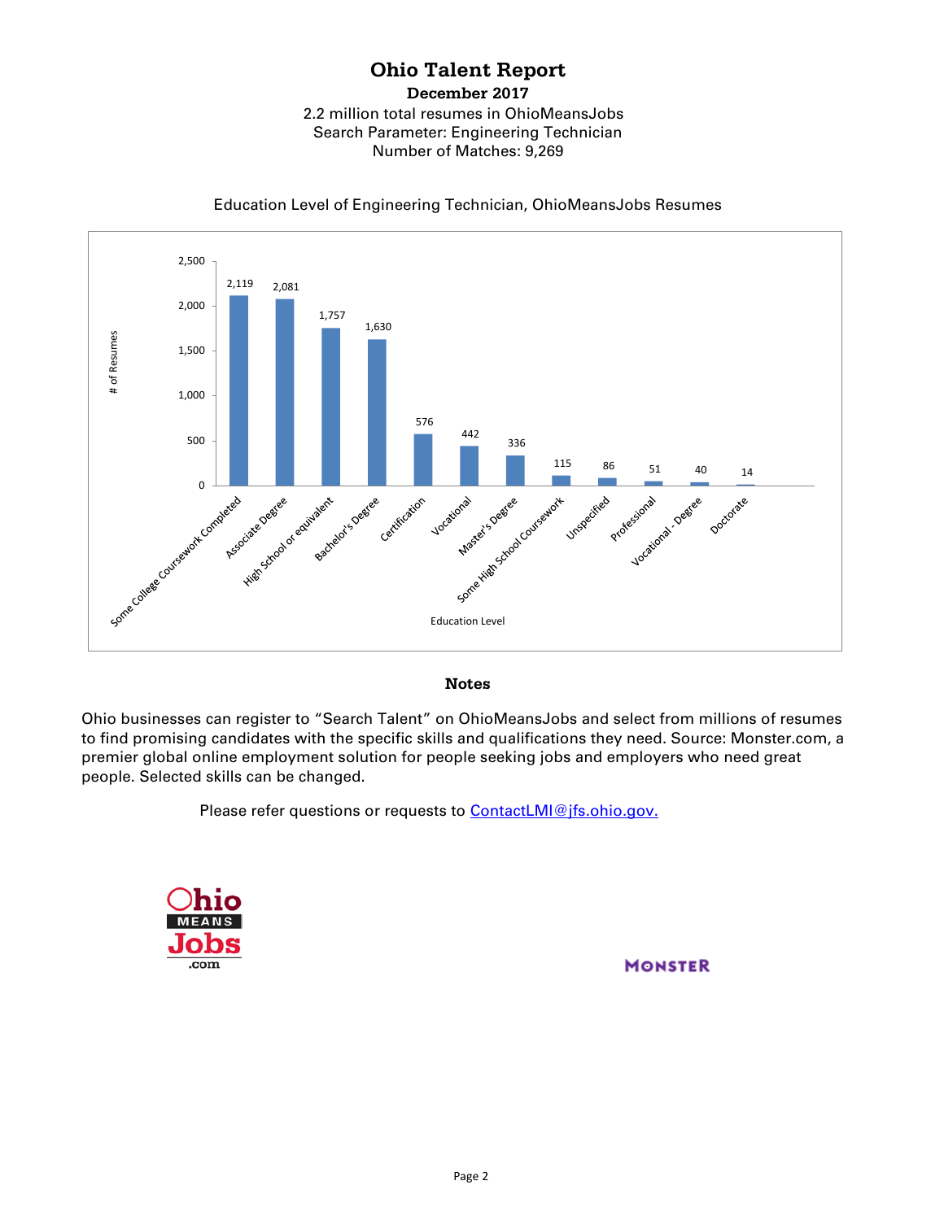# Ohio Talent Report

**December 2017**

2.2 million total resumes in OhioMeansJobs
Search Parameter: Engineering Technician
Number of Matches: 9,269

Education Level of Engineering Technician, OhioMeansJobs Resumes

# of Resumes

2,500
2,000
1,500
1,000
500
0

2,119
2,081
1,757
1,630
576
442
336
115
86
51
40
14

Some College Coursework Completed
Associate Degree
High School or equivalent
Bachelor's Degree
Certification
Vocational
Master's Degree
Some High School Coursework
Unspecified
Professional
Vocational - Degree
Doctorate

Education Level

## Notes

Ohio businesses can register to "Search Talent" on OhioMeansJobs and select from millions of resumes to find promising candidates with the specific skills and qualifications they need. Source: Monster.com, a premier global online employment solution for people seeking jobs and employers who need great people. Selected skills can be changed.

Please refer questions or requests to ContactLMI@jfs.ohio.gov.

Ohio MEANS Jobs .com

MONSTER